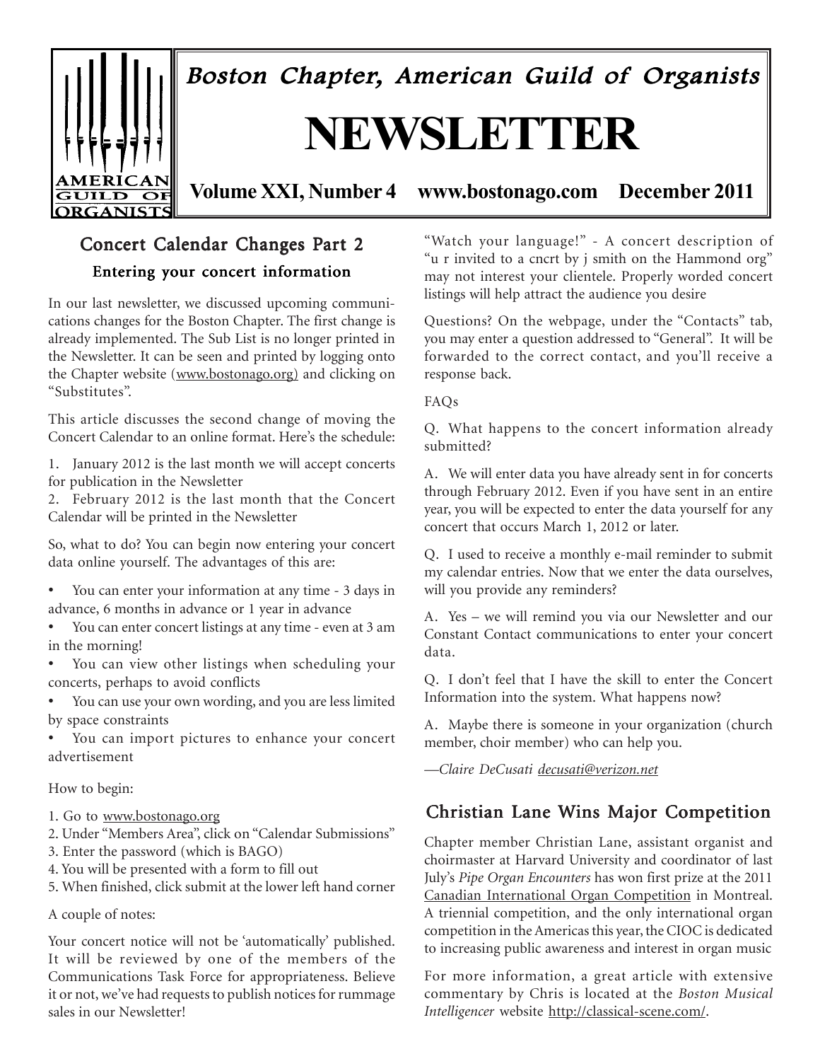# Boston Chapter, American Guild of Organists

# NEWSLETTER

**Volume XXI, Number 4 www.bostonago.com December 2011**

## Concert Calendar Changes Part 2

### Entering your concert information

In our last newsletter, we discussed upcoming communications changes for the Boston Chapter. The first change is already implemented. The Sub List is no longer printed in the Newsletter. It can be seen and printed by logging onto the Chapter website (www.bostonago.org) and clicking on "Substitutes".

This article discusses the second change of moving the Concert Calendar to an online format. Here's the schedule:

1. January 2012 is the last month we will accept concerts for publication in the Newsletter
2. February 2012 is the last month that the Concert Calendar will be printed in the Newsletter

So, what to do? You can begin now entering your concert data online yourself. The advantages of this are:

- You can enter your information at any time - 3 days in advance, 6 months in advance or 1 year in advance
- You can enter concert listings at any time - even at 3 am in the morning!
- You can view other listings when scheduling your concerts, perhaps to avoid conflicts
- You can use your own wording, and you are less limited by space constraints
- You can import pictures to enhance your concert advertisement

How to begin:

1. Go to www.bostonago.org
2. Under "Members Area", click on "Calendar Submissions"
3. Enter the password (which is BAGO)
4. You will be presented with a form to fill out
5. When finished, click submit at the lower left hand corner

A couple of notes:

Your concert notice will not be 'automatically' published. It will be reviewed by one of the members of the Communications Task Force for appropriateness. Believe it or not, we've had requests to publish notices for rummage sales in our Newsletter!

"Watch your language!" - A concert description of "u r invited to a cncrt by j smith on the Hammond org" may not interest your clientele. Properly worded concert listings will help attract the audience you desire

Questions? On the webpage, under the "Contacts" tab, you may enter a question addressed to "General". It will be forwarded to the correct contact, and you'll receive a response back.

FAQs

Q. What happens to the concert information already submitted?

A. We will enter data you have already sent in for concerts through February 2012. Even if you have sent in an entire year, you will be expected to enter the data yourself for any concert that occurs March 1, 2012 or later.

Q. I used to receive a monthly e-mail reminder to submit my calendar entries. Now that we enter the data ourselves, will you provide any reminders?

A. Yes – we will remind you via our Newsletter and our Constant Contact communications to enter your concert data.

Q. I don't feel that I have the skill to enter the Concert Information into the system. What happens now?

A. Maybe there is someone in your organization (church member, choir member) who can help you.

—*Claire DeCusati* decusati@verizon.net

## Christian Lane Wins Major Competition

Chapter member Christian Lane, assistant organist and choirmaster at Harvard University and coordinator of last July's *Pipe Organ Encounters* has won first prize at the 2011 Canadian International Organ Competition in Montreal. A triennial competition, and the only international organ competition in the Americas this year, the CIOC is dedicated to increasing public awareness and interest in organ music

For more information, a great article with extensive commentary by Chris is located at the *Boston Musical Intelligencer* website http://classical-scene.com/.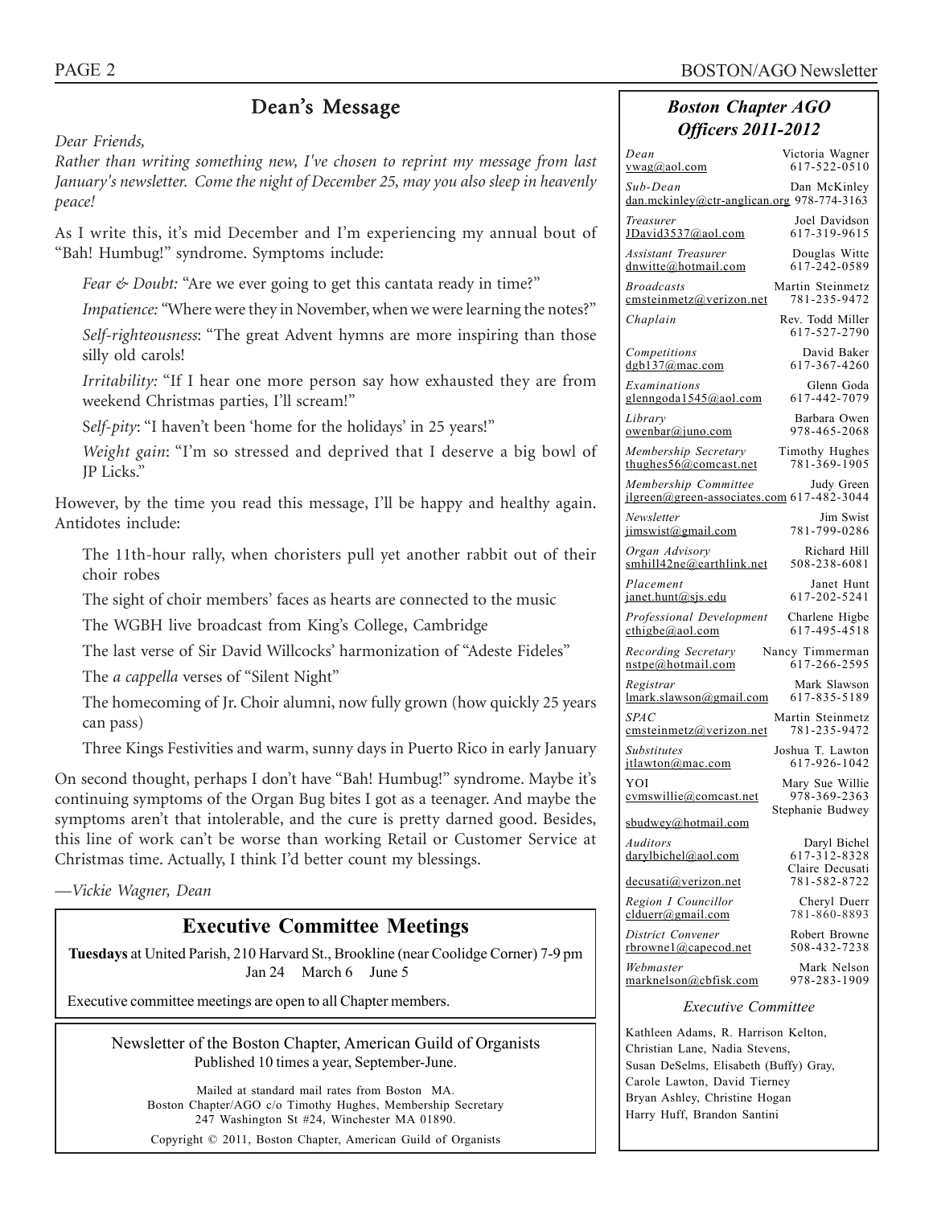## Dean's Message

*Dear Friends,*

*Rather than writing something new, I've chosen to reprint my message from last January's newsletter. Come the night of December 25, may you also sleep in heavenly peace!*

As I write this, it's mid December and I'm experiencing my annual bout of "Bah! Humbug!" syndrome. Symptoms include:

*Fear & Doubt:* "Are we ever going to get this cantata ready in time?"

*Impatience:* "Where were they in November, when we were learning the notes?"

*Self-righteousness*: "The great Advent hymns are more inspiring than those silly old carols!

*Irritability:* "If I hear one more person say how exhausted they are from weekend Christmas parties, I'll scream!"

*Self-pity*: "I haven't been 'home for the holidays' in 25 years!"

*Weight gain*: "I'm so stressed and deprived that I deserve a big bowl of JP Licks."

However, by the time you read this message, I'll be happy and healthy again. Antidotes include:

The 11th-hour rally, when choristers pull yet another rabbit out of their choir robes

The sight of choir members' faces as hearts are connected to the music

The WGBH live broadcast from King's College, Cambridge

The last verse of Sir David Willcocks' harmonization of "Adeste Fideles"

The *a cappella* verses of "Silent Night"

The homecoming of Jr. Choir alumni, now fully grown (how quickly 25 years can pass)

Three Kings Festivities and warm, sunny days in Puerto Rico in early January

On second thought, perhaps I don't have "Bah! Humbug!" syndrome. Maybe it's continuing symptoms of the Organ Bug bites I got as a teenager. And maybe the symptoms aren't that intolerable, and the cure is pretty darned good. Besides, this line of work can't be worse than working Retail or Customer Service at Christmas time. Actually, I think I'd better count my blessings.

*—Vickie Wagner, Dean*

## Executive Committee Meetings

**Tuesdays** at United Parish, 210 Harvard St., Brookline (near Coolidge Corner) 7-9 pm
Jan 24 March 6 June 5

Executive committee meetings are open to all Chapter members.

Newsletter of the Boston Chapter, American Guild of Organists
Published 10 times a year, September-June.

Mailed at standard mail rates from Boston MA.
Boston Chapter/AGO c/o Timothy Hughes, Membership Secretary
247 Washington St #24, Winchester MA 01890.

Copyright © 2011, Boston Chapter, American Guild of Organists

## *Boston Chapter AGO Officers 2011-2012*

| Position | Name | Email | Phone |
|---|---|---|---|
| *Dean* | Victoria Wagner | vwag@aol.com | 617-522-0510 |
| *Sub-Dean* | Dan McKinley | dan.mckinley@ctr-anglican.org | 978-774-3163 |
| *Treasurer* | Joel Davidson | JDavid3537@aol.com | 617-319-9615 |
| *Assistant Treasurer* | Douglas Witte | dnwitte@hotmail.com | 617-242-0589 |
| *Broadcasts* | Martin Steinmetz | cmsteinmetz@verizon.net | 781-235-9472 |
| *Chaplain* | Rev. Todd Miller | | 617-527-2790 |
| *Competitions* | David Baker | dgb137@mac.com | 617-367-4260 |
| *Examinations* | Glenn Goda | glenngoda1545@aol.com | 617-442-7079 |
| *Library* | Barbara Owen | owenbar@juno.com | 978-465-2068 |
| *Membership Secretary* | Timothy Hughes | thughes56@comcast.net | 781-369-1905 |
| *Membership Committee* | Judy Green | jlgreen@green-associates.com | 617-482-3044 |
| *Newsletter* | Jim Swist | jimswist@gmail.com | 781-799-0286 |
| *Organ Advisory* | Richard Hill | smhill42ne@earthlink.net | 508-238-6081 |
| *Placement* | Janet Hunt | janet.hunt@sjs.edu | 617-202-5241 |
| *Professional Development* | Charlene Higbe | cthigbe@aol.com | 617-495-4518 |
| *Recording Secretary* | Nancy Timmerman | nstpe@hotmail.com | 617-266-2595 |
| *Registrar* | Mark Slawson | lmark.slawson@gmail.com | 617-835-5189 |
| *SPAC* | Martin Steinmetz | cmsteinmetz@verizon.net | 781-235-9472 |
| *Substitutes* | Joshua T. Lawton | jtlawton@mac.com | 617-926-1042 |
| YOI | Mary Sue Willie | cvmswillie@comcast.net | 978-369-2363 |
| | Stephanie Budwey | sbudwey@hotmail.com | |
| *Auditors* | Daryl Bichel | darylbichel@aol.com | 617-312-8328 |
| | Claire Decusati | decusati@verizon.net | 781-582-8722 |
| *Region I Councillor* | Cheryl Duerr | clduerr@gmail.com | 781-860-8893 |
| *District Convener* | Robert Browne | rbrowne1@capecod.net | 508-432-7238 |
| *Webmaster* | Mark Nelson | marknelson@cbfisk.com | 978-283-1909 |

*Executive Committee*

Kathleen Adams, R. Harrison Kelton, Christian Lane, Nadia Stevens, Susan DeSelms, Elisabeth (Buffy) Gray, Carole Lawton, David Tierney, Bryan Ashley, Christine Hogan, Harry Huff, Brandon Santini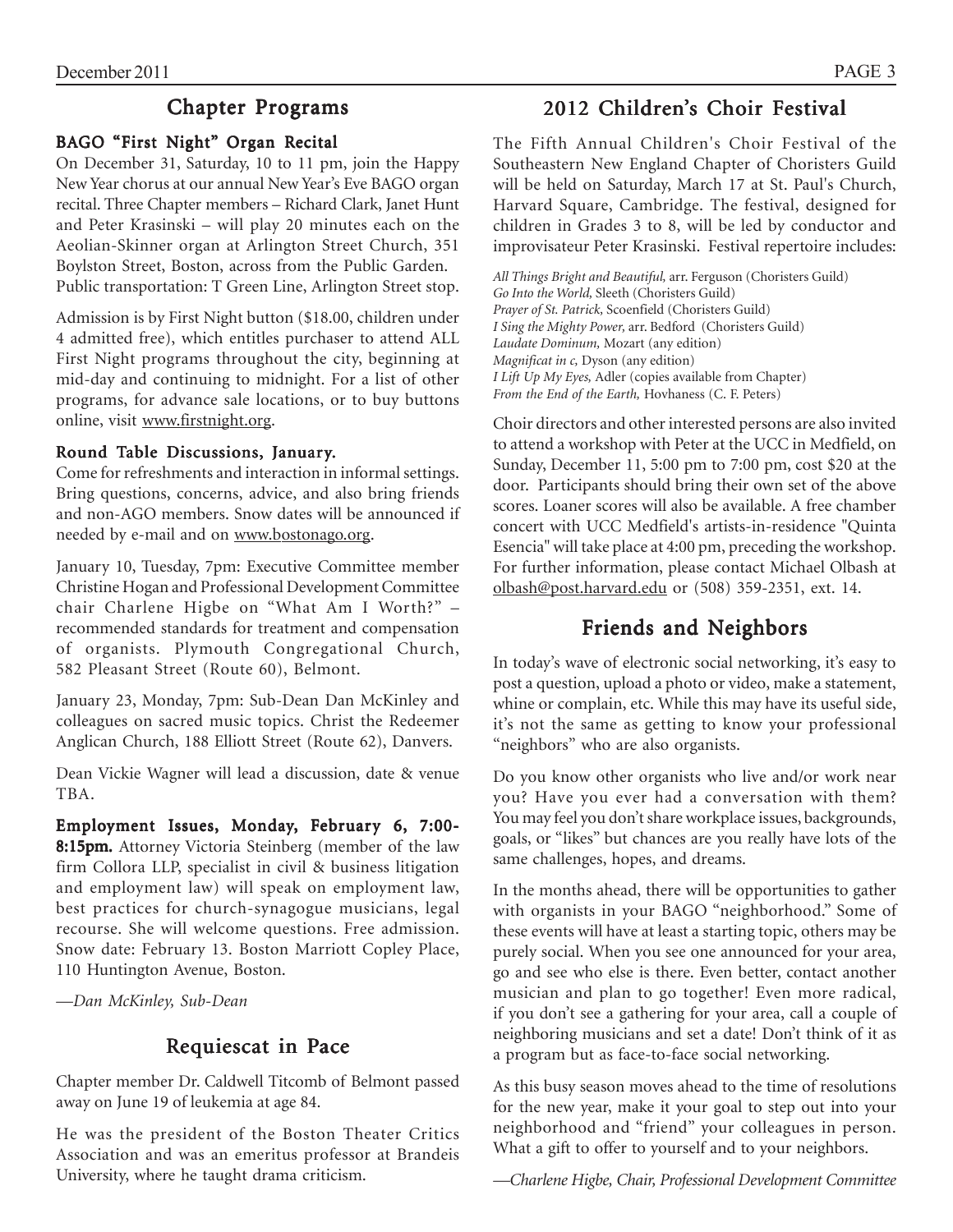## Chapter Programs

### BAGO "First Night" Organ Recital

On December 31, Saturday, 10 to 11 pm, join the Happy New Year chorus at our annual New Year's Eve BAGO organ recital. Three Chapter members – Richard Clark, Janet Hunt and Peter Krasinski – will play 20 minutes each on the Aeolian-Skinner organ at Arlington Street Church, 351 Boylston Street, Boston, across from the Public Garden. Public transportation: T Green Line, Arlington Street stop.

Admission is by First Night button ($18.00, children under 4 admitted free), which entitles purchaser to attend ALL First Night programs throughout the city, beginning at mid-day and continuing to midnight. For a list of other programs, for advance sale locations, or to buy buttons online, visit www.firstnight.org.

### Round Table Discussions, January.

Come for refreshments and interaction in informal settings. Bring questions, concerns, advice, and also bring friends and non-AGO members. Snow dates will be announced if needed by e-mail and on www.bostonago.org.

January 10, Tuesday, 7pm: Executive Committee member Christine Hogan and Professional Development Committee chair Charlene Higbe on "What Am I Worth?" – recommended standards for treatment and compensation of organists. Plymouth Congregational Church, 582 Pleasant Street (Route 60), Belmont.

January 23, Monday, 7pm: Sub-Dean Dan McKinley and colleagues on sacred music topics. Christ the Redeemer Anglican Church, 188 Elliott Street (Route 62), Danvers.

Dean Vickie Wagner will lead a discussion, date & venue TBA.

**Employment Issues, Monday, February 6, 7:00-8:15pm.** Attorney Victoria Steinberg (member of the law firm Collora LLP, specialist in civil & business litigation and employment law) will speak on employment law, best practices for church-synagogue musicians, legal recourse. She will welcome questions. Free admission. Snow date: February 13. Boston Marriott Copley Place, 110 Huntington Avenue, Boston.

*—Dan McKinley, Sub-Dean*

## Requiescat in Pace

Chapter member Dr. Caldwell Titcomb of Belmont passed away on June 19 of leukemia at age 84.

He was the president of the Boston Theater Critics Association and was an emeritus professor at Brandeis University, where he taught drama criticism.

## 2012 Children's Choir Festival

The Fifth Annual Children's Choir Festival of the Southeastern New England Chapter of Choristers Guild will be held on Saturday, March 17 at St. Paul's Church, Harvard Square, Cambridge. The festival, designed for children in Grades 3 to 8, will be led by conductor and improvisateur Peter Krasinski. Festival repertoire includes:

*All Things Bright and Beautiful,* arr. Ferguson (Choristers Guild)
*Go Into the World,* Sleeth (Choristers Guild)
*Prayer of St. Patrick,* Scoenfield (Choristers Guild)
*I Sing the Mighty Power,* arr. Bedford (Choristers Guild)
*Laudate Dominum,* Mozart (any edition)
*Magnificat in c,* Dyson (any edition)
*I Lift Up My Eyes,* Adler (copies available from Chapter)
*From the End of the Earth,* Hovhaness (C. F. Peters)

Choir directors and other interested persons are also invited to attend a workshop with Peter at the UCC in Medfield, on Sunday, December 11, 5:00 pm to 7:00 pm, cost $20 at the door. Participants should bring their own set of the above scores. Loaner scores will also be available. A free chamber concert with UCC Medfield's artists-in-residence "Quinta Esencia" will take place at 4:00 pm, preceding the workshop. For further information, please contact Michael Olbash at olbash@post.harvard.edu or (508) 359-2351, ext. 14.

## Friends and Neighbors

In today's wave of electronic social networking, it's easy to post a question, upload a photo or video, make a statement, whine or complain, etc. While this may have its useful side, it's not the same as getting to know your professional "neighbors" who are also organists.

Do you know other organists who live and/or work near you? Have you ever had a conversation with them? You may feel you don't share workplace issues, backgrounds, goals, or "likes" but chances are you really have lots of the same challenges, hopes, and dreams.

In the months ahead, there will be opportunities to gather with organists in your BAGO "neighborhood." Some of these events will have at least a starting topic, others may be purely social. When you see one announced for your area, go and see who else is there. Even better, contact another musician and plan to go together! Even more radical, if you don't see a gathering for your area, call a couple of neighboring musicians and set a date! Don't think of it as a program but as face-to-face social networking.

As this busy season moves ahead to the time of resolutions for the new year, make it your goal to step out into your neighborhood and "friend" your colleagues in person. What a gift to offer to yourself and to your neighbors.

*—Charlene Higbe, Chair, Professional Development Committee*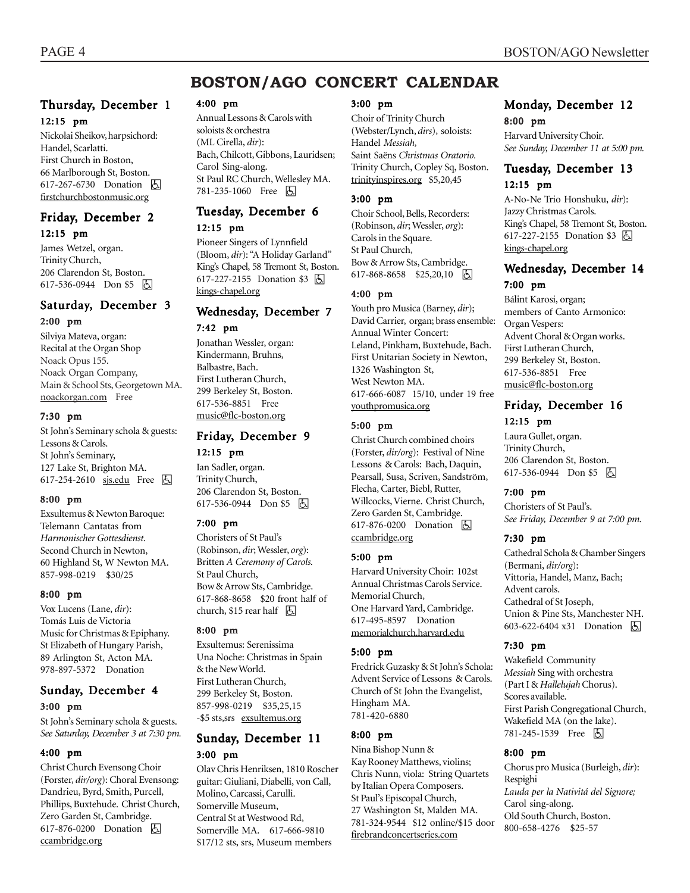# BOSTON/AGO CONCERT CALENDAR

## Thursday, December 1

### 12:15 pm

Nickolai Sheikov, harpsichord: Handel, Scarlatti. First Church in Boston, 66 Marlborough St, Boston. 617-267-6730 Donation ♿ firstchurchbostonmusic.org

## Friday, December 2

### 12:15 pm

James Wetzel, organ. Trinity Church, 206 Clarendon St, Boston. 617-536-0944 Don $5 ♿

## Saturday, December 3

### 2:00 pm

Silviya Mateva, organ: Recital at the Organ Shop Noack Opus 155. Noack Organ Company, Main & School Sts, Georgetown MA. noackorgan.com Free

### 7:30 pm

St John's Seminary schola & guests: Lessons & Carols. St John's Seminary, 127 Lake St, Brighton MA. 617-254-2610 sjs.edu Free ♿

### 8:00 pm

Exsultemus & Newton Baroque: Telemann Cantatas from *Harmonischer Gottesdienst.* Second Church in Newton, 60 Highland St, W Newton MA. 857-998-0219 $30/25

### 8:00 pm

Vox Lucens (Lane, *dir*): Tomás Luis de Victoria Music for Christmas & Epiphany. St Elizabeth of Hungary Parish, 89 Arlington St, Acton MA. 978-897-5372 Donation

## Sunday, December 4

### 3:00 pm

St John's Seminary schola & guests. *See Saturday, December 3 at 7:30 pm.*

### 4:00 pm

Christ Church Evensong Choir (Forster, *dir/org*): Choral Evensong: Dandrieu, Byrd, Smith, Purcell, Phillips, Buxtehude. Christ Church, Zero Garden St, Cambridge. 617-876-0200 Donation ♿ ccambridge.org

### 4:00 pm

Annual Lessons & Carols with soloists & orchestra (ML Cirella, *dir*): Bach, Chilcott, Gibbons, Lauridsen; Carol Sing-along. St Paul RC Church, Wellesley MA. 781-235-1060 Free ♿

## Tuesday, December 6

### 12:15 pm

Pioneer Singers of Lynnfield (Bloom, *dir*): "A Holiday Garland" King's Chapel, 58 Tremont St, Boston. 617-227-2155 Donation $3 ♿ kings-chapel.org

## Wednesday, December 7

### 7:42 pm

Jonathan Wessler, organ: Kindermann, Bruhns, Balbastre, Bach. First Lutheran Church, 299 Berkeley St, Boston. 617-536-8851 Free music@flc-boston.org

## Friday, December 9

### 12:15 pm

Ian Sadler, organ. Trinity Church, 206 Clarendon St, Boston. 617-536-0944 Don $5 ♿

### 7:00 pm

Choristers of St Paul's (Robinson, *dir*; Wessler, *org*): Britten *A Ceremony of Carols.* St Paul Church, Bow & Arrow Sts, Cambridge. 617-868-8658 $20 front half of church, $15 rear half ♿

### 8:00 pm

Exsultemus: Serenissima Una Noche: Christmas in Spain & the New World. First Lutheran Church, 299 Berkeley St, Boston. 857-998-0219 $35,25,15 -$5 sts,srs exsultemus.org

## Sunday, December 11

### 3:00 pm

Olav Chris Henriksen, 1810 Roscher guitar: Giuliani, Diabelli, von Call, Molino, Carcassi, Carulli. Somerville Museum, Central St at Westwood Rd, Somerville MA. 617-666-9810 $17/12 sts, srs, Museum members

### 3:00 pm

Choir of Trinity Church (Webster/Lynch, *dirs*), soloists: Handel *Messiah,* Saint Saëns *Christmas Oratorio.* Trinity Church, Copley Sq, Boston. trinityinspires.org $5,20,45

### 3:00 pm

Choir School, Bells, Recorders: (Robinson, *dir*; Wessler, *org*): Carols in the Square. St Paul Church, Bow & Arrow Sts, Cambridge. 617-868-8658 $25,20,10 ♿

### 4:00 pm

Youth pro Musica (Barney, *dir*); David Carrier, organ; brass ensemble: Annual Winter Concert: Leland, Pinkham, Buxtehude, Bach. First Unitarian Society in Newton, 1326 Washington St, West Newton MA. 617-666-6087 15/10, under 19 free youthpromusica.org

### 5:00 pm

Christ Church combined choirs (Forster, *dir/org*): Festival of Nine Lessons & Carols: Bach, Daquin, Pearsall, Susa, Scriven, Sandström, Flecha, Carter, Biebl, Rutter, Willcocks, Vierne. Christ Church, Zero Garden St, Cambridge. 617-876-0200 Donation ♿ ccambridge.org

### 5:00 pm

Harvard University Choir: 102st Annual Christmas Carols Service. Memorial Church, One Harvard Yard, Cambridge. 617-495-8597 Donation memorialchurch.harvard.edu

### 5:00 pm

Fredrick Guzasky & St John's Schola: Advent Service of Lessons & Carols. Church of St John the Evangelist, Hingham MA. 781-420-6880

### 8:00 pm

Nina Bishop Nunn & Kay Rooney Matthews, violins; Chris Nunn, viola: String Quartets by Italian Opera Composers. St Paul's Episcopal Church, 27 Washington St, Malden MA. 781-324-9544 $12 online/$15 door firebrandconcertseries.com

## Monday, December 12

### 8:00 pm

Harvard University Choir. *See Sunday, December 11 at 5:00 pm.*

## Tuesday, December 13

### 12:15 pm

A-No-Ne Trio Honshuku, *dir*): Jazzy Christmas Carols. King's Chapel, 58 Tremont St, Boston. 617-227-2155 Donation $3 ♿ kings-chapel.org

## Wednesday, December 14

### 7:00 pm

Bálint Karosi, organ; members of Canto Armonico: Organ Vespers: Advent Choral & Organ works. First Lutheran Church, 299 Berkeley St, Boston. 617-536-8851 Free music@flc-boston.org

## Friday, December 16

### 12:15 pm

Laura Gullet, organ. Trinity Church, 206 Clarendon St, Boston. 617-536-0944 Don $5 ♿

### 7:00 pm

Choristers of St Paul's. *See Friday, December 9 at 7:00 pm.*

### 7:30 pm

Cathedral Schola & Chamber Singers (Bermani, *dir/org*): Vittoria, Handel, Manz, Bach; Advent carols. Cathedral of St Joseph, Union & Pine Sts, Manchester NH. 603-622-6404 x31 Donation ♿

### 7:30 pm

Wakefield Community *Messiah* Sing with orchestra (Part I & *Hallelujah* Chorus). Scores available. First Parish Congregational Church, Wakefield MA (on the lake). 781-245-1539 Free ♿

### 8:00 pm

Chorus pro Musica (Burleigh, *dir*): Respighi *Lauda per la Nativitá del Signore;* Carol sing-along. Old South Church, Boston. 800-658-4276 $25-57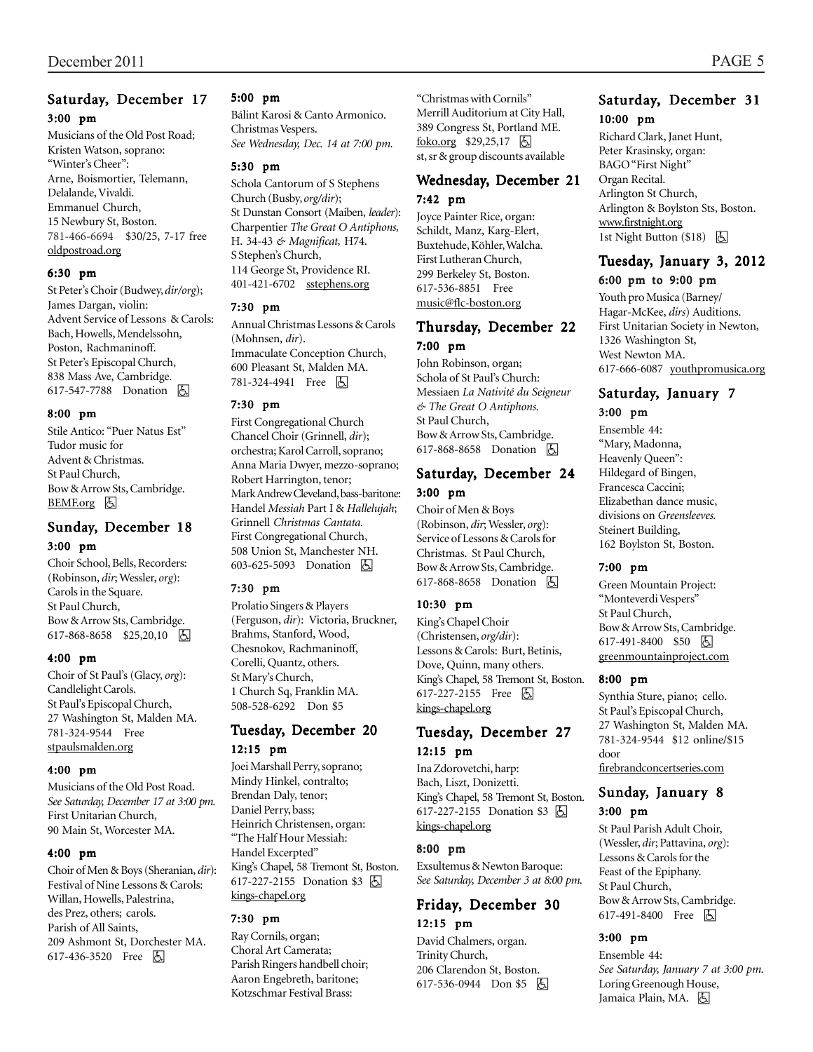## Saturday, December 17

### 3:00 pm

Musicians of the Old Post Road; Kristen Watson, soprano: "Winter's Cheer": Arne, Boismortier, Telemann, Delalande, Vivaldi. Emmanuel Church, 15 Newbury St, Boston. 781-466-6694 $30/25, 7-17 free oldpostroad.org

### 6:30 pm

St Peter's Choir (Budwey, *dir/org*); James Dargan, violin: Advent Service of Lessons & Carols: Bach, Howells, Mendelssohn, Poston, Rachmaninoff. St Peter's Episcopal Church, 838 Mass Ave, Cambridge. 617-547-7788 Donation ♿

### 8:00 pm

Stile Antico: "Puer Natus Est" Tudor music for Advent & Christmas. St Paul Church, Bow & Arrow Sts, Cambridge. BEMF.org ♿

## Sunday, December 18

### 3:00 pm

Choir School, Bells, Recorders: (Robinson, *dir*; Wessler, *org*): Carols in the Square. St Paul Church, Bow & Arrow Sts, Cambridge. 617-868-8658 $25,20,10 ♿

### 4:00 pm

Choir of St Paul's (Glacy, *org*): Candlelight Carols. St Paul's Episcopal Church, 27 Washington St, Malden MA. 781-324-9544 Free stpaulsmalden.org

### 4:00 pm

Musicians of the Old Post Road. *See Saturday, December 17 at 3:00 pm.* First Unitarian Church, 90 Main St, Worcester MA.

### 4:00 pm

Choir of Men & Boys (Sheranian, *dir*): Festival of Nine Lessons & Carols: Willan, Howells, Palestrina, des Prez, others; carols. Parish of All Saints, 209 Ashmont St, Dorchester MA. 617-436-3520 Free ♿

### 5:00 pm

Bálint Karosi & Canto Armonico. Christmas Vespers. *See Wednesday, Dec. 14 at 7:00 pm.*

### 5:30 pm

Schola Cantorum of S Stephens Church (Busby, *org/dir*); St Dunstan Consort (Maiben, *leader*): Charpentier *The Great O Antiphons,* H. 34-43 *&* *Magnificat,* H74. S Stephen's Church, 114 George St, Providence RI. 401-421-6702 sstephens.org

### 7:30 pm

Annual Christmas Lessons & Carols (Mohnsen, *dir*). Immaculate Conception Church, 600 Pleasant St, Malden MA. 781-324-4941 Free ♿

### 7:30 pm

First Congregational Church Chancel Choir (Grinnell, *dir*); orchestra; Karol Carroll, soprano; Anna Maria Dwyer, mezzo-soprano; Robert Harrington, tenor; Mark Andrew Cleveland, bass-baritone: Handel *Messiah* Part I & *Hallelujah*; Grinnell *Christmas Cantata.* First Congregational Church, 508 Union St, Manchester NH. 603-625-5093 Donation ♿

### 7:30 pm

Prolatio Singers & Players (Ferguson, *dir*): Victoria, Bruckner, Brahms, Stanford, Wood, Chesnokov, Rachmaninoff, Corelli, Quantz, others. St Mary's Church, 1 Church Sq, Franklin MA. 508-528-6292 Don $5

## Tuesday, December 20

### 12:15 pm

Joei Marshall Perry, soprano; Mindy Hinkel, contralto; Brendan Daly, tenor; Daniel Perry, bass; Heinrich Christensen, organ: "The Half Hour Messiah: Handel Excerpted" King's Chapel, 58 Tremont St, Boston. 617-227-2155 Donation $3 ♿ kings-chapel.org

### 7:30 pm

Ray Cornils, organ; Choral Art Camerata; Parish Ringers handbell choir; Aaron Engebreth, baritone; Kotzschmar Festival Brass: "Christmas with Cornils" Merrill Auditorium at City Hall, 389 Congress St, Portland ME. foko.org $29,25,17 ♿ st, sr & group discounts available

## Wednesday, December 21

### 7:42 pm

Joyce Painter Rice, organ: Schildt, Manz, Karg-Elert, Buxtehude, Köhler, Walcha. First Lutheran Church, 299 Berkeley St, Boston. 617-536-8851 Free music@flc-boston.org

## Thursday, December 22

### 7:00 pm

John Robinson, organ; Schola of St Paul's Church: Messiaen *La Nativité du Seigneur & The Great O Antiphons.* St Paul Church, Bow & Arrow Sts, Cambridge. 617-868-8658 Donation ♿

## Saturday, December 24

### 3:00 pm

Choir of Men & Boys (Robinson, *dir*; Wessler, *org*): Service of Lessons & Carols for Christmas. St Paul Church, Bow & Arrow Sts, Cambridge. 617-868-8658 Donation ♿

### 10:30 pm

King's Chapel Choir (Christensen, *org/dir*): Lessons & Carols: Burt, Betinis, Dove, Quinn, many others. King's Chapel, 58 Tremont St, Boston. 617-227-2155 Free ♿ kings-chapel.org

## Tuesday, December 27

### 12:15 pm

Ina Zdorovetchi, harp: Bach, Liszt, Donizetti. King's Chapel, 58 Tremont St, Boston. 617-227-2155 Donation $3 ♿ kings-chapel.org

### 8:00 pm

Exsultemus & Newton Baroque: *See Saturday, December 3 at 8:00 pm.*

## Friday, December 30

### 12:15 pm

David Chalmers, organ. Trinity Church, 206 Clarendon St, Boston. 617-536-0944 Don $5 ♿

## Saturday, December 31

### 10:00 pm

Richard Clark, Janet Hunt, Peter Krasinsky, organ: BAGO "First Night" Organ Recital. Arlington St Church, Arlington & Boylston Sts, Boston. www.firstnight.org 1st Night Button ($18) ♿

## Tuesday, January 3, 2012

### 6:00 pm to 9:00 pm

Youth pro Musica (Barney/ Hagar-McKee, *dirs*) Auditions. First Unitarian Society in Newton, 1326 Washington St, West Newton MA. 617-666-6087 youthpromusica.org

## Saturday, January 7

### 3:00 pm

Ensemble 44: "Mary, Madonna, Heavenly Queen": Hildegard of Bingen, Francesca Caccini; Elizabethan dance music, divisions on *Greensleeves.* Steinert Building, 162 Boylston St, Boston.

### 7:00 pm

Green Mountain Project: "Monteverdi Vespers" St Paul Church, Bow & Arrow Sts, Cambridge. 617-491-8400 $50 ♿ greenmountainproject.com

### 8:00 pm

Synthia Sture, piano; cello. St Paul's Episcopal Church, 27 Washington St, Malden MA. 781-324-9544 $12 online/$15 door firebrandconcertseries.com

## Sunday, January 8

### 3:00 pm

St Paul Parish Adult Choir, (Wessler, *dir*; Pattavina, *org*): Lessons & Carols for the Feast of the Epiphany. St Paul Church, Bow & Arrow Sts, Cambridge. 617-491-8400 Free ♿

### 3:00 pm

Ensemble 44: *See Saturday, January 7 at 3:00 pm.* Loring Greenough House, Jamaica Plain, MA. ♿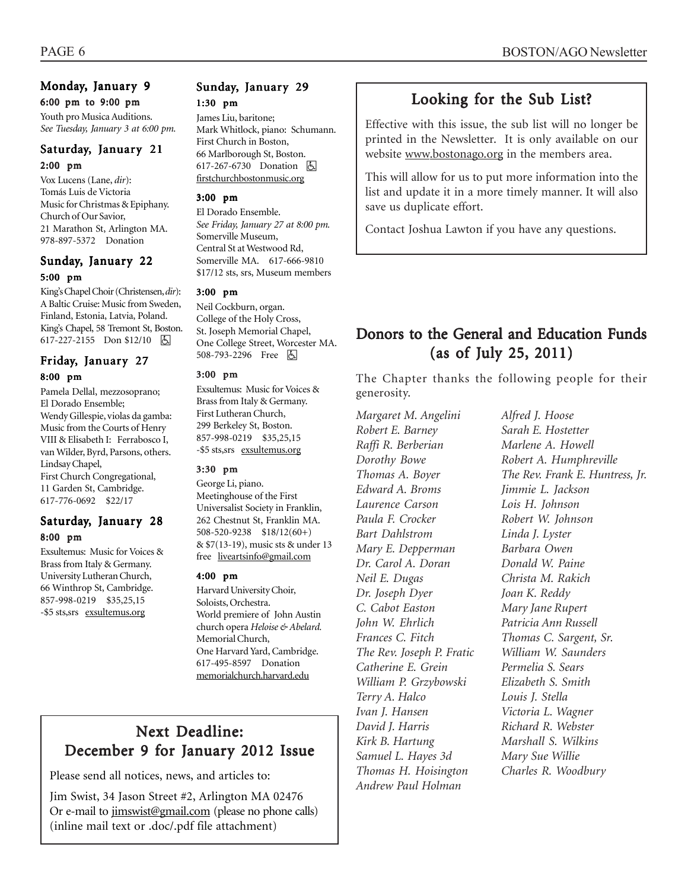### Monday, January 9

**6:00 pm to 9:00 pm**

Youth pro Musica Auditions.
*See Tuesday, January 3 at 6:00 pm.*

### Saturday, January 21

**2:00 pm**

Vox Lucens (Lane, *dir*):
Tomás Luis de Victoria
Music for Christmas & Epiphany.
Church of Our Savior,
21 Marathon St, Arlington MA.
978-897-5372 Donation

### Sunday, January 22

**5:00 pm**

King's Chapel Choir (Christensen, *dir*):
A Baltic Cruise: Music from Sweden, Finland, Estonia, Latvia, Poland.
King's Chapel, 58 Tremont St, Boston.
617-227-2155 Don $12/10 ♿

### Friday, January 27

**8:00 pm**

Pamela Dellal, mezzosoprano;
El Dorado Ensemble;
Wendy Gillespie, violas da gamba:
Music from the Courts of Henry VIII & Elisabeth I: Ferrabosco I, van Wilder, Byrd, Parsons, others.
Lindsay Chapel,
First Church Congregational,
11 Garden St, Cambridge.
617-776-0692 $22/17

### Saturday, January 28

**8:00 pm**

Exsultemus: Music for Voices & Brass from Italy & Germany.
University Lutheran Church,
66 Winthrop St, Cambridge.
857-998-0219 $35,25,15 -$5 sts,srs exsultemus.org

### Sunday, January 29

**1:30 pm**

James Liu, baritone;
Mark Whitlock, piano: Schumann.
First Church in Boston,
66 Marlborough St, Boston.
617-267-6730 Donation ♿
firstchurchbostonmusic.org

**3:00 pm**

El Dorado Ensemble.
*See Friday, January 27 at 8:00 pm.*
Somerville Museum,
Central St at Westwood Rd,
Somerville MA. 617-666-9810
$17/12 sts, srs, Museum members

**3:00 pm**

Neil Cockburn, organ.
College of the Holy Cross,
St. Joseph Memorial Chapel,
One College Street, Worcester MA.
508-793-2296 Free ♿

**3:00 pm**

Exsultemus: Music for Voices & Brass from Italy & Germany.
First Lutheran Church,
299 Berkeley St, Boston.
857-998-0219 $35,25,15 -$5 sts,srs exsultemus.org

**3:30 pm**

George Li, piano.
Meetinghouse of the First Universalist Society in Franklin,
262 Chestnut St, Franklin MA.
508-520-9238 $18/12(60+) & $7(13-19), music sts & under 13 free liveartsinfo@gmail.com

**4:00 pm**

Harvard University Choir, Soloists, Orchestra.
World premiere of John Austin church opera *Heloise & Abelard.*
Memorial Church,
One Harvard Yard, Cambridge.
617-495-8597 Donation
memorialchurch.harvard.edu

## Next Deadline: December 9 for January 2012 Issue

Please send all notices, news, and articles to:

Jim Swist, 34 Jason Street #2, Arlington MA 02476
Or e-mail to jimswist@gmail.com (please no phone calls)
(inline mail text or .doc/.pdf file attachment)

## Looking for the Sub List?

Effective with this issue, the sub list will no longer be printed in the Newsletter. It is only available on our website www.bostonago.org in the members area.

This will allow for us to put more information into the list and update it in a more timely manner. It will also save us duplicate effort.

Contact Joshua Lawton if you have any questions.

## Donors to the General and Education Funds (as of July 25, 2011)

The Chapter thanks the following people for their generosity.

*Margaret M. Angelini*
*Robert E. Barney*
*Raffi R. Berberian*
*Dorothy Bowe*
*Thomas A. Boyer*
*Edward A. Broms*
*Laurence Carson*
*Paula F. Crocker*
*Bart Dahlstrom*
*Mary E. Depperman*
*Dr. Carol A. Doran*
*Neil E. Dugas*
*Dr. Joseph Dyer*
*C. Cabot Easton*
*John W. Ehrlich*
*Frances C. Fitch*
*The Rev. Joseph P. Fratic*
*Catherine E. Grein*
*William P. Grzybowski*
*Terry A. Halco*
*Ivan J. Hansen*
*David J. Harris*
*Kirk B. Hartung*
*Samuel L. Hayes 3d*
*Thomas H. Hoisington*
*Andrew Paul Holman*
*Alfred J. Hoose*
*Sarah E. Hostetter*
*Marlene A. Howell*
*Robert A. Humphreville*
*The Rev. Frank E. Huntress, Jr.*
*Jimmie L. Jackson*
*Lois H. Johnson*
*Robert W. Johnson*
*Linda J. Lyster*
*Barbara Owen*
*Donald W. Paine*
*Christa M. Rakich*
*Joan K. Reddy*
*Mary Jane Rupert*
*Patricia Ann Russell*
*Thomas C. Sargent, Sr.*
*William W. Saunders*
*Permelia S. Sears*
*Elizabeth S. Smith*
*Louis J. Stella*
*Victoria L. Wagner*
*Richard R. Webster*
*Marshall S. Wilkins*
*Mary Sue Willie*
*Charles R. Woodbury*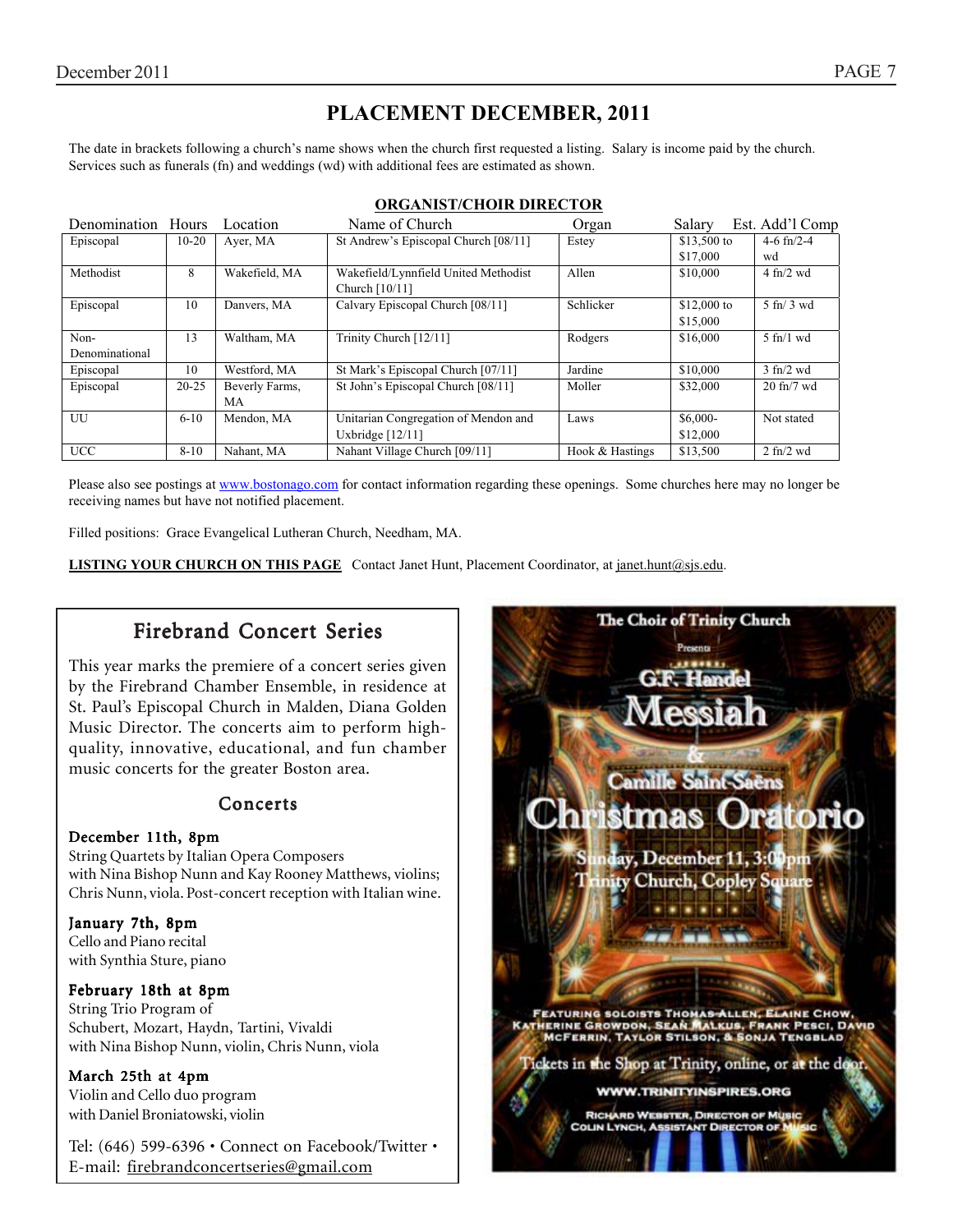# PLACEMENT DECEMBER, 2011

The date in brackets following a church's name shows when the church first requested a listing. Salary is income paid by the church. Services such as funerals (fn) and weddings (wd) with additional fees are estimated as shown.

## ORGANIST/CHOIR DIRECTOR

| Denomination | Hours | Location | Name of Church | Organ | Salary | Est. Add'l Comp |
|---|---|---|---|---|---|---|
| Episcopal | 10-20 | Ayer, MA | St Andrew's Episcopal Church [08/11] | Estey | $13,500 to $17,000 | 4-6 fn/2-4 wd |
| Methodist | 8 | Wakefield, MA | Wakefield/Lynnfield United Methodist Church [10/11] | Allen | $10,000 | 4 fn/2 wd |
| Episcopal | 10 | Danvers, MA | Calvary Episcopal Church [08/11] | Schlicker | $12,000 to $15,000 | 5 fn/ 3 wd |
| Non-Denominational | 13 | Waltham, MA | Trinity Church [12/11] | Rodgers | $16,000 | 5 fn/1 wd |
| Episcopal | 10 | Westford, MA | St Mark's Episcopal Church [07/11] | Jardine | $10,000 | 3 fn/2 wd |
| Episcopal | 20-25 | Beverly Farms, MA | St John's Episcopal Church [08/11] | Moller | $32,000 | 20 fn/7 wd |
| UU | 6-10 | Mendon, MA | Unitarian Congregation of Mendon and Uxbridge [12/11] | Laws | $6,000-$12,000 | Not stated |
| UCC | 8-10 | Nahant, MA | Nahant Village Church [09/11] | Hook & Hastings | $13,500 | 2 fn/2 wd |

Please also see postings at www.bostonago.com for contact information regarding these openings. Some churches here may no longer be receiving names but have not notified placement.

Filled positions: Grace Evangelical Lutheran Church, Needham, MA.

**LISTING YOUR CHURCH ON THIS PAGE** Contact Janet Hunt, Placement Coordinator, at janet.hunt@sjs.edu.

## Firebrand Concert Series

This year marks the premiere of a concert series given by the Firebrand Chamber Ensemble, in residence at St. Paul's Episcopal Church in Malden, Diana Golden Music Director. The concerts aim to perform high-quality, innovative, educational, and fun chamber music concerts for the greater Boston area.

### Concerts

**December 11th, 8pm**
String Quartets by Italian Opera Composers
with Nina Bishop Nunn and Kay Rooney Matthews, violins; Chris Nunn, viola. Post-concert reception with Italian wine.

**January 7th, 8pm**
Cello and Piano recital
with Synthia Sture, piano

**February 18th at 8pm**
String Trio Program of
Schubert, Mozart, Haydn, Tartini, Vivaldi
with Nina Bishop Nunn, violin, Chris Nunn, viola

**March 25th at 4pm**
Violin and Cello duo program
with Daniel Broniatowski, violin

Tel: (646) 599-6396 • Connect on Facebook/Twitter •
E-mail: firebrandconcertseries@gmail.com

The Choir of Trinity Church

Presents

G.F. Handel

Messiah

&

Camille Saint-Saëns

Christmas Oratorio

Sunday, December 11, 3:00pm
Trinity Church, Copley Square

Featuring soloists Thomas Allen, Elaine Chow, Katherine Growdon, Sean Malkus, Frank Pesci, David McFerrin, Taylor Stilson, & Sonja Tengblad

Tickets in the Shop at Trinity, online, or at the door.

WWW.TRINITYINSPIRES.ORG

Richard Webster, Director of Music
Colin Lynch, Assistant Director of Music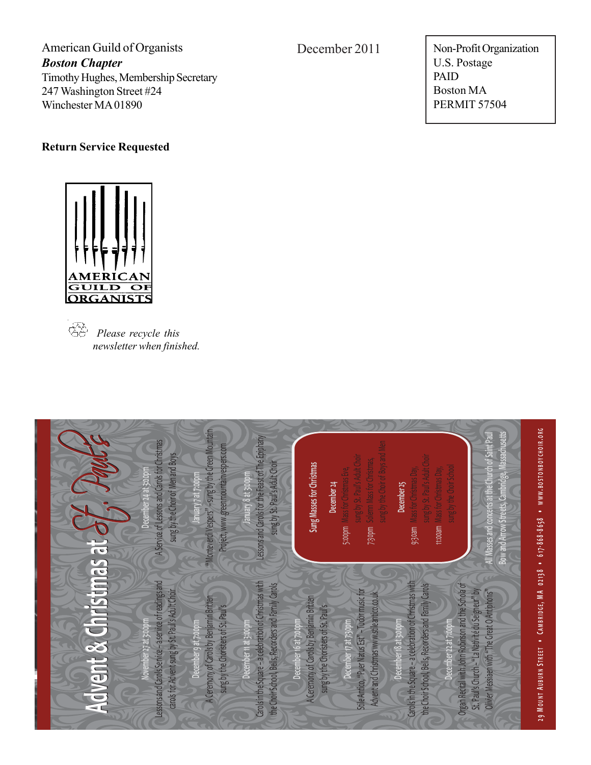American Guild of Organists
***Boston Chapter***
Timothy Hughes, Membership Secretary
247 Washington Street #24
Winchester MA 01890

December 2011

Non-Profit Organization
U.S. Postage
PAID
Boston MA
PERMIT 57504

**Return Service Requested**

AMERICAN GUILD OF ORGANISTS

*Please recycle this newsletter when finished.*

# Advent & Christmas at St. Paul's

November 27 at 5:00pm
Lessons and Carols Service – a service of readings and carols for Advent sung by St. Paul's Adult Choir

December 9 at 7:00pm
A Ceremony of Carols by Benjamin Britten sung by the Choristers of St. Paul's

December 11 at 3:00pm
Carols in the Square – a celebration of Christmas with the Choir School, Bells, Recorders and Family Carols

December 16 at 7:00pm
A Ceremony of Carols by Benjamin Britten sung by the Choristers of St. Paul's

December 17 at 7:30pm
Stile Antico, "Puer Natus Est" – Tudor music for Advent and Christmas www.stileantico.co.uk

December 18 at 3:00pm
Carols in the Square – a celebration of Christmas with the Choir School, Bells, Recorders and Family Carols

December 22 at 7:00pm
Organ Recital with John Robinson and the Schola of St. Paul's Church – "La Nativité du Seigneur" by Olivier Messiaen with "The Great O Antiphons"

December 24 at 3:00pm
A Service of Lessons and Carols for Christmas sung by the Choir of Men and Boys

January 7 at 7:00pm
"Monteverdi Vespers" – sung by the Green Mountain Project, www.greenmountainvespers.com

January 8 at 3:00pm
Lessons and Carols for the Feast of The Epiphany sung by St. Paul's Adult Choir

## Sung Masses for Christmas

**December 24**

5:00pm Mass for Christmas Eve, sung by St. Paul's Adult Choir

7:30pm Solemn Mass for Christmas, sung by the Choir of Boys and Men

**December 25**

9:30am Mass for Christmas Day, sung by St. Paul's Adult Choir

11:00am Mass for Christmas Day, sung by the Choir School

All Masses and concerts at the Church of Saint Paul
Bow and Arrow Streets, Cambridge, Massachusetts

29 Mount Auburn Street • Cambridge, MA 02138 • 617-868-8658 • www.bostonboychoir.org